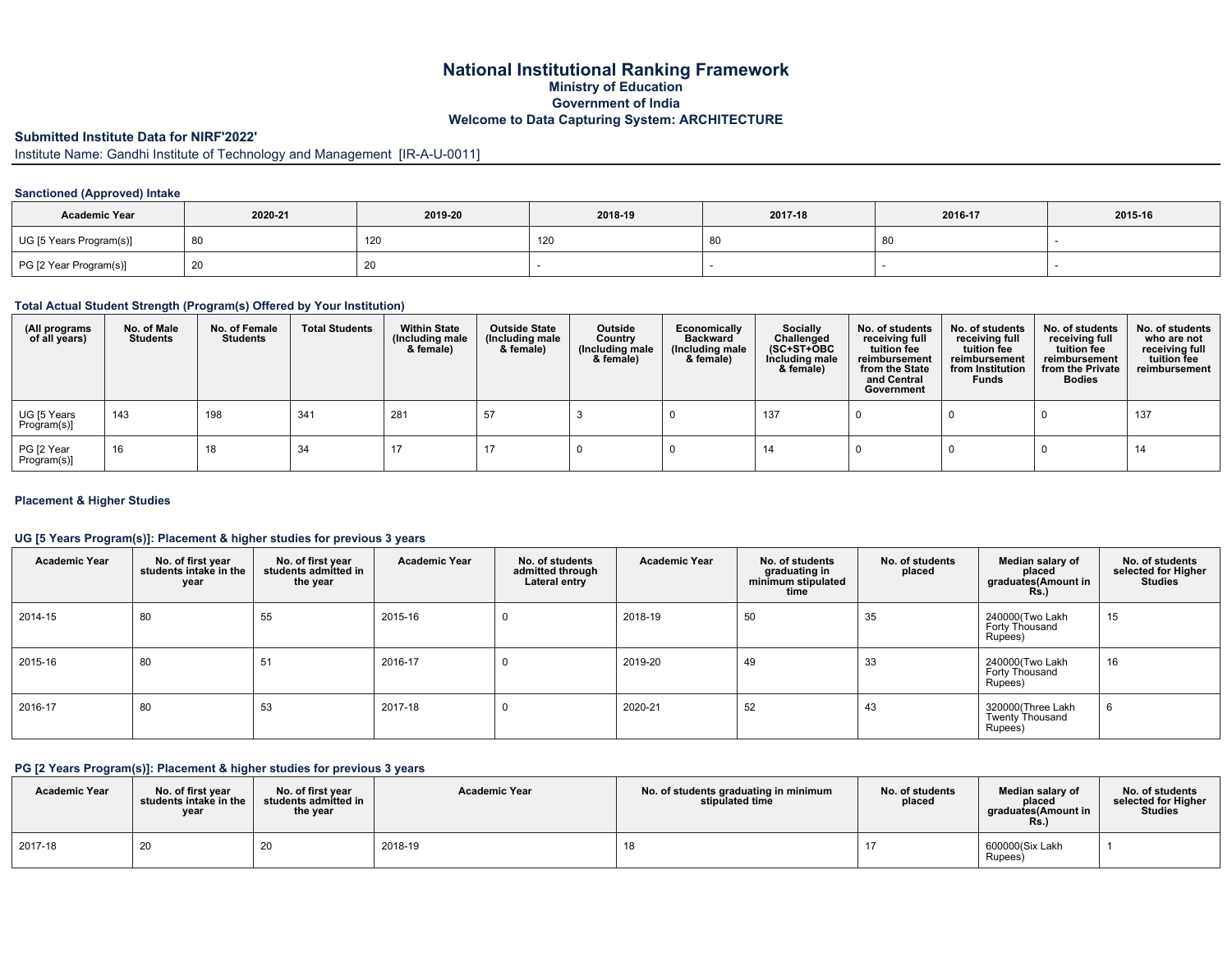# National Institutional Ranking Framework

**Ministry of Education**

**Government of India**

**Welcome to Data Capturing System: ARCHITECTURE**

**Submitted Institute Data for NIRF'2022'**

Institute Name: Gandhi Institute of Technology and Management [IR-A-U-0011]

### Sanctioned (Approved) Intake

| Academic Year | 2020-21 | 2019-20 | 2018-19 | 2017-18 | 2016-17 | 2015-16 |
|---|---|---|---|---|---|---|
| UG [5 Years Program(s)] | 80 | 120 | 120 | 80 | 80 | - |
| PG [2 Year Program(s)] | 20 | 20 | - | - | - | - |

### Total Actual Student Strength (Program(s) Offered by Your Institution)

| (All programs of all years) | No. of Male Students | No. of Female Students | Total Students | Within State (Including male & female) | Outside State (Including male & female) | Outside Country (Including male & female) | Economically Backward (Including male & female) | Socially Challenged (SC+ST+OBC Including male & female) | No. of students receiving full tuition fee reimbursement from the State and Central Government | No. of students receiving full tuition fee reimbursement from Institution Funds | No. of students receiving full tuition fee reimbursement from the Private Bodies | No. of students who are not receiving full tuition fee reimbursement |
|---|---|---|---|---|---|---|---|---|---|---|---|---|
| UG [5 Years Program(s)] | 143 | 198 | 341 | 281 | 57 | 3 | 0 | 137 | 0 | 0 | 0 | 137 |
| PG [2 Year Program(s)] | 16 | 18 | 34 | 17 | 17 | 0 | 0 | 14 | 0 | 0 | 0 | 14 |

### Placement & Higher Studies

#### UG [5 Years Program(s)]: Placement & higher studies for previous 3 years

| Academic Year | No. of first year students intake in the year | No. of first year students admitted in the year | Academic Year | No. of students admitted through Lateral entry | Academic Year | No. of students graduating in minimum stipulated time | No. of students placed | Median salary of placed graduates(Amount in Rs.) | No. of students selected for Higher Studies |
|---|---|---|---|---|---|---|---|---|---|
| 2014-15 | 80 | 55 | 2015-16 | 0 | 2018-19 | 50 | 35 | 240000(Two Lakh Forty Thousand Rupees) | 15 |
| 2015-16 | 80 | 51 | 2016-17 | 0 | 2019-20 | 49 | 33 | 240000(Two Lakh Forty Thousand Rupees) | 16 |
| 2016-17 | 80 | 53 | 2017-18 | 0 | 2020-21 | 52 | 43 | 320000(Three Lakh Twenty Thousand Rupees) | 6 |

#### PG [2 Years Program(s)]: Placement & higher studies for previous 3 years

| Academic Year | No. of first year students intake in the year | No. of first year students admitted in the year | Academic Year | No. of students graduating in minimum stipulated time | No. of students placed | Median salary of placed graduates(Amount in Rs.) | No. of students selected for Higher Studies |
|---|---|---|---|---|---|---|---|
| 2017-18 | 20 | 20 | 2018-19 | 18 | 17 | 600000(Six Lakh Rupees) | 1 |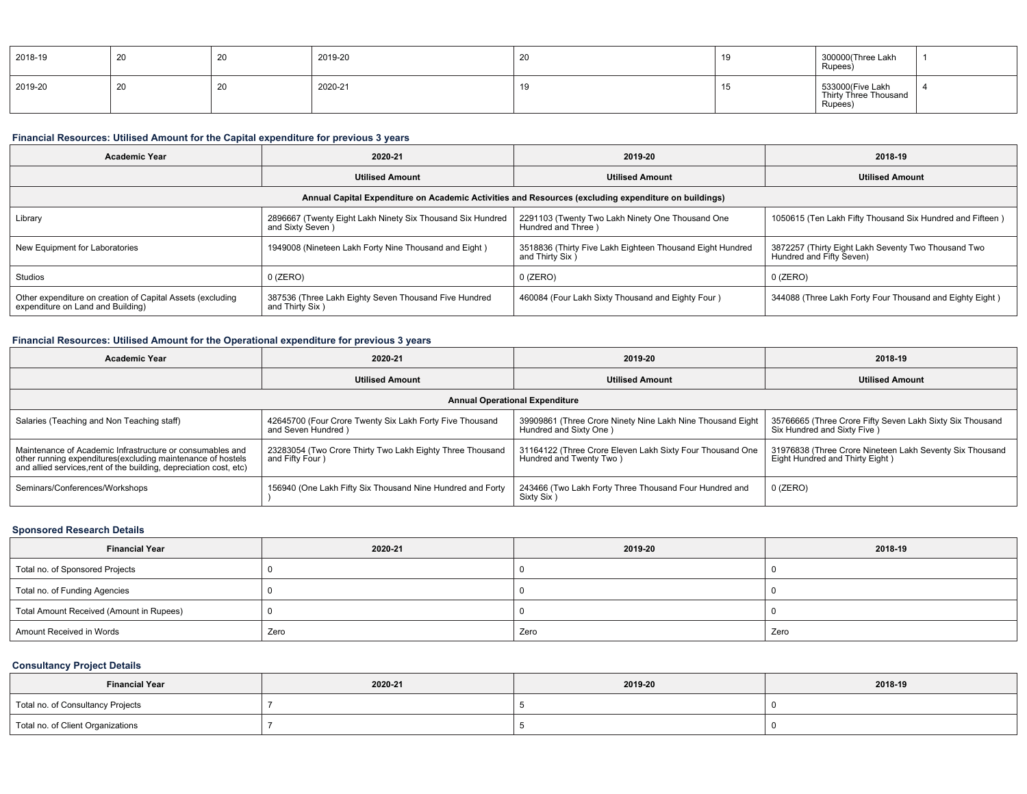| 2018-19 | 20 | 20 | 2019-20 | 20 | 19 | 300000(Three Lakh Rupees) | 1 |
|---|---|---|---|---|---|---|---|
| 2019-20 | 20 | 20 | 2020-21 | 19 | 15 | 533000(Five Lakh Thirty Three Thousand Rupees) | 4 |

### Financial Resources: Utilised Amount for the Capital expenditure for previous 3 years

| Academic Year | 2020-21 | 2019-20 | 2018-19 |
|---|---|---|---|
| | Utilised Amount | Utilised Amount | Utilised Amount |
| Annual Capital Expenditure on Academic Activities and Resources (excluding expenditure on buildings) | | | |
| Library | 2896667 (Twenty Eight Lakh Ninety Six Thousand Six Hundred and Sixty Seven ) | 2291103 (Twenty Two Lakh Ninety One Thousand One Hundred and Three ) | 1050615 (Ten Lakh Fifty Thousand Six Hundred and Fifteen ) |
| New Equipment for Laboratories | 1949008 (Nineteen Lakh Forty Nine Thousand and Eight ) | 3518836 (Thirty Five Lakh Eighteen Thousand Eight Hundred and Thirty Six ) | 3872257 (Thirty Eight Lakh Seventy Two Thousand Two Hundred and Fifty Seven) |
| Studios | 0 (ZERO) | 0 (ZERO) | 0 (ZERO) |
| Other expenditure on creation of Capital Assets (excluding expenditure on Land and Building) | 387536 (Three Lakh Eighty Seven Thousand Five Hundred and Thirty Six ) | 460084 (Four Lakh Sixty Thousand and Eighty Four ) | 344088 (Three Lakh Forty Four Thousand and Eighty Eight ) |

### Financial Resources: Utilised Amount for the Operational expenditure for previous 3 years

| Academic Year | 2020-21 | 2019-20 | 2018-19 |
|---|---|---|---|
| | Utilised Amount | Utilised Amount | Utilised Amount |
| Annual Operational Expenditure | | | |
| Salaries (Teaching and Non Teaching staff) | 42645700 (Four Crore Twenty Six Lakh Forty Five Thousand and Seven Hundred ) | 39909861 (Three Crore Ninety Nine Lakh Nine Thousand Eight Hundred and Sixty One ) | 35766665 (Three Crore Fifty Seven Lakh Sixty Six Thousand Six Hundred and Sixty Five ) |
| Maintenance of Academic Infrastructure or consumables and other running expenditures(excluding maintenance of hostels and allied services,rent of the building, depreciation cost, etc) | 23283054 (Two Crore Thirty Two Lakh Eighty Three Thousand and Fifty Four ) | 31164122 (Three Crore Eleven Lakh Sixty Four Thousand One Hundred and Twenty Two ) | 31976838 (Three Crore Nineteen Lakh Seventy Six Thousand Eight Hundred and Thirty Eight ) |
| Seminars/Conferences/Workshops | 156940 (One Lakh Fifty Six Thousand Nine Hundred and Forty ) | 243466 (Two Lakh Forty Three Thousand Four Hundred and Sixty Six ) | 0 (ZERO) |

### Sponsored Research Details

| Financial Year | 2020-21 | 2019-20 | 2018-19 |
|---|---|---|---|
| Total no. of Sponsored Projects | 0 | 0 | 0 |
| Total no. of Funding Agencies | 0 | 0 | 0 |
| Total Amount Received (Amount in Rupees) | 0 | 0 | 0 |
| Amount Received in Words | Zero | Zero | Zero |

### Consultancy Project Details

| Financial Year | 2020-21 | 2019-20 | 2018-19 |
|---|---|---|---|
| Total no. of Consultancy Projects | 7 | 5 | 0 |
| Total no. of Client Organizations | 7 | 5 | 0 |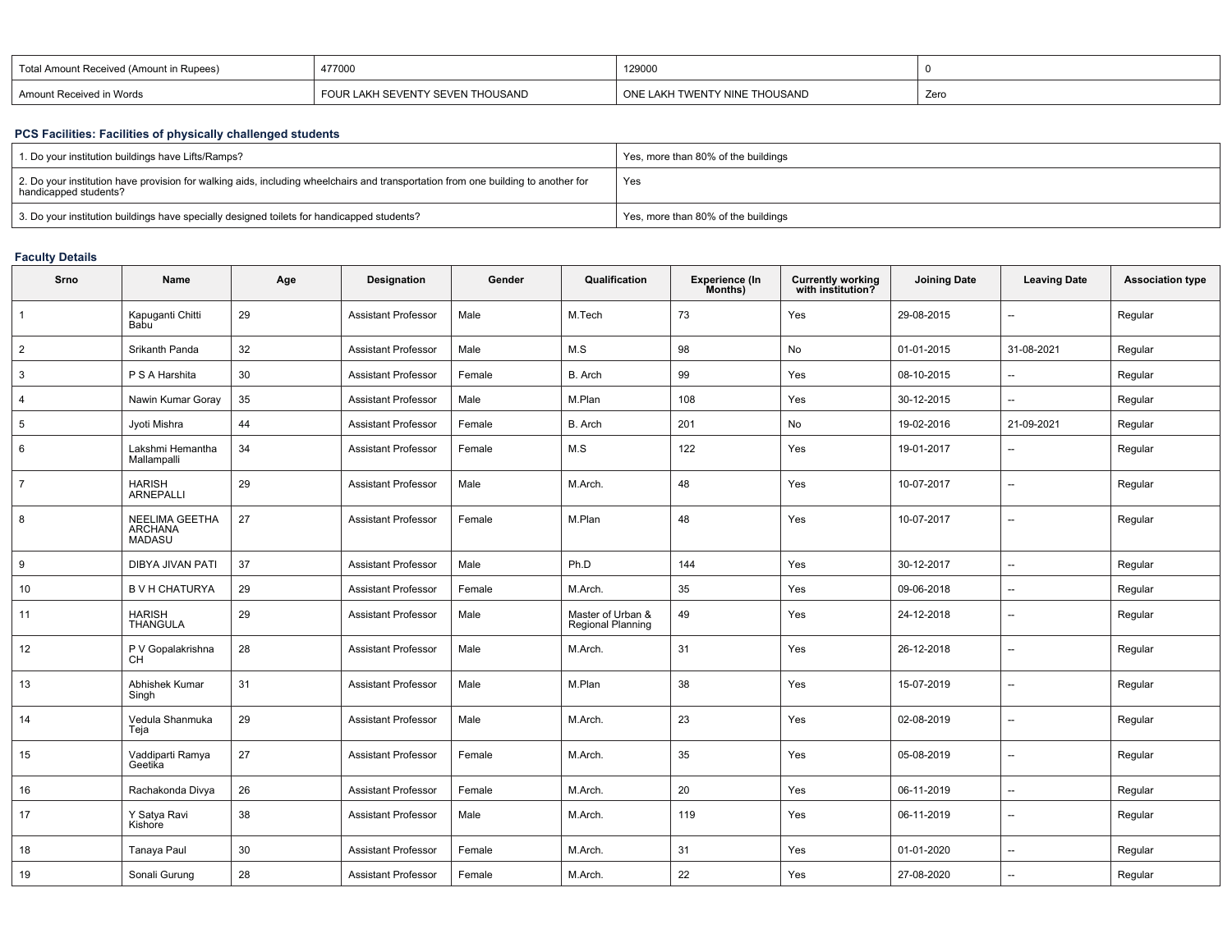| Total Amount Received (Amount in Rupees) | 477000 | 129000 | 0 |
|---|---|---|---|
| Amount Received in Words | FOUR LAKH SEVENTY SEVEN THOUSAND | ONE LAKH TWENTY NINE THOUSAND | Zero |

## PCS Facilities: Facilities of physically challenged students

| 1. Do your institution buildings have Lifts/Ramps? | Yes, more than 80% of the buildings |
|---|---|
| 2. Do your institution have provision for walking aids, including wheelchairs and transportation from one building to another for handicapped students? | Yes |
| 3. Do your institution buildings have specially designed toilets for handicapped students? | Yes, more than 80% of the buildings |

## Faculty Details

| Srno | Name | Age | Designation | Gender | Qualification | Experience (In Months) | Currently working with institution? | Joining Date | Leaving Date | Association type |
|---|---|---|---|---|---|---|---|---|---|---|
| 1 | Kapuganti Chitti Babu | 29 | Assistant Professor | Male | M.Tech | 73 | Yes | 29-08-2015 | -- | Regular |
| 2 | Srikanth Panda | 32 | Assistant Professor | Male | M.S | 98 | No | 01-01-2015 | 31-08-2021 | Regular |
| 3 | P S A Harshita | 30 | Assistant Professor | Female | B. Arch | 99 | Yes | 08-10-2015 | -- | Regular |
| 4 | Nawin Kumar Goray | 35 | Assistant Professor | Male | M.Plan | 108 | Yes | 30-12-2015 | -- | Regular |
| 5 | Jyoti Mishra | 44 | Assistant Professor | Female | B. Arch | 201 | No | 19-02-2016 | 21-09-2021 | Regular |
| 6 | Lakshmi Hemantha Mallampalli | 34 | Assistant Professor | Female | M.S | 122 | Yes | 19-01-2017 | -- | Regular |
| 7 | HARISH ARNEPALLI | 29 | Assistant Professor | Male | M.Arch. | 48 | Yes | 10-07-2017 | -- | Regular |
| 8 | NEELIMA GEETHA ARCHANA MADASU | 27 | Assistant Professor | Female | M.Plan | 48 | Yes | 10-07-2017 | -- | Regular |
| 9 | DIBYA JIVAN PATI | 37 | Assistant Professor | Male | Ph.D | 144 | Yes | 30-12-2017 | -- | Regular |
| 10 | B V H CHATURYA | 29 | Assistant Professor | Female | M.Arch. | 35 | Yes | 09-06-2018 | -- | Regular |
| 11 | HARISH THANGULA | 29 | Assistant Professor | Male | Master of Urban & Regional Planning | 49 | Yes | 24-12-2018 | -- | Regular |
| 12 | P V Gopalakrishna CH | 28 | Assistant Professor | Male | M.Arch. | 31 | Yes | 26-12-2018 | -- | Regular |
| 13 | Abhishek Kumar Singh | 31 | Assistant Professor | Male | M.Plan | 38 | Yes | 15-07-2019 | -- | Regular |
| 14 | Vedula Shanmuka Teja | 29 | Assistant Professor | Male | M.Arch. | 23 | Yes | 02-08-2019 | -- | Regular |
| 15 | Vaddiparti Ramya Geetika | 27 | Assistant Professor | Female | M.Arch. | 35 | Yes | 05-08-2019 | -- | Regular |
| 16 | Rachakonda Divya | 26 | Assistant Professor | Female | M.Arch. | 20 | Yes | 06-11-2019 | -- | Regular |
| 17 | Y Satya Ravi Kishore | 38 | Assistant Professor | Male | M.Arch. | 119 | Yes | 06-11-2019 | -- | Regular |
| 18 | Tanaya Paul | 30 | Assistant Professor | Female | M.Arch. | 31 | Yes | 01-01-2020 | -- | Regular |
| 19 | Sonali Gurung | 28 | Assistant Professor | Female | M.Arch. | 22 | Yes | 27-08-2020 | -- | Regular |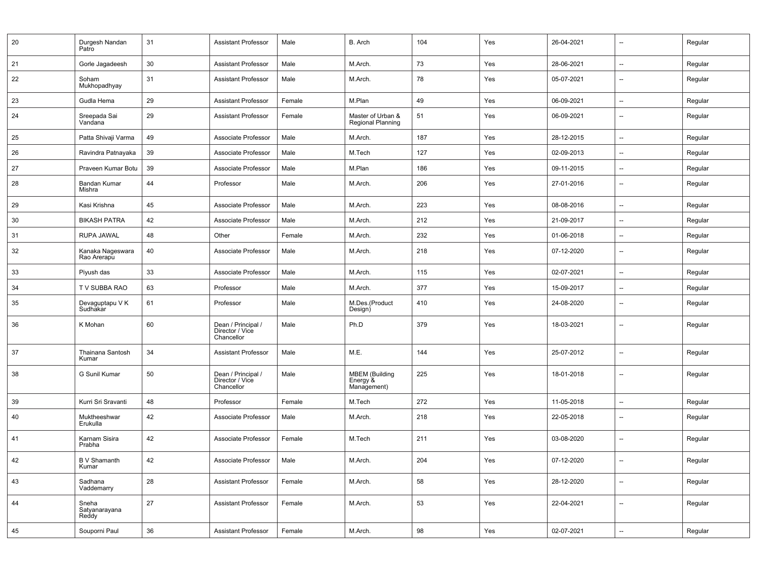| | | | | | | | | | | |
|---|---|---|---|---|---|---|---|---|---|---|
| 20 | Durgesh Nandan Patro | 31 | Assistant Professor | Male | B. Arch | 104 | Yes | 26-04-2021 | -- | Regular |
| 21 | Gorle Jagadeesh | 30 | Assistant Professor | Male | M.Arch. | 73 | Yes | 28-06-2021 | -- | Regular |
| 22 | Soham Mukhopadhyay | 31 | Assistant Professor | Male | M.Arch. | 78 | Yes | 05-07-2021 | -- | Regular |
| 23 | Gudla Hema | 29 | Assistant Professor | Female | M.Plan | 49 | Yes | 06-09-2021 | -- | Regular |
| 24 | Sreepada Sai Vandana | 29 | Assistant Professor | Female | Master of Urban & Regional Planning | 51 | Yes | 06-09-2021 | -- | Regular |
| 25 | Patta Shivaji Varma | 49 | Associate Professor | Male | M.Arch. | 187 | Yes | 28-12-2015 | -- | Regular |
| 26 | Ravindra Patnayaka | 39 | Associate Professor | Male | M.Tech | 127 | Yes | 02-09-2013 | -- | Regular |
| 27 | Praveen Kumar Botu | 39 | Associate Professor | Male | M.Plan | 186 | Yes | 09-11-2015 | -- | Regular |
| 28 | Bandan Kumar Mishra | 44 | Professor | Male | M.Arch. | 206 | Yes | 27-01-2016 | -- | Regular |
| 29 | Kasi Krishna | 45 | Associate Professor | Male | M.Arch. | 223 | Yes | 08-08-2016 | -- | Regular |
| 30 | BIKASH PATRA | 42 | Associate Professor | Male | M.Arch. | 212 | Yes | 21-09-2017 | -- | Regular |
| 31 | RUPA JAWAL | 48 | Other | Female | M.Arch. | 232 | Yes | 01-06-2018 | -- | Regular |
| 32 | Kanaka Nageswara Rao Arerapu | 40 | Associate Professor | Male | M.Arch. | 218 | Yes | 07-12-2020 | -- | Regular |
| 33 | Piyush das | 33 | Associate Professor | Male | M.Arch. | 115 | Yes | 02-07-2021 | -- | Regular |
| 34 | T V SUBBA RAO | 63 | Professor | Male | M.Arch. | 377 | Yes | 15-09-2017 | -- | Regular |
| 35 | Devaguptapu V K Sudhakar | 61 | Professor | Male | M.Des.(Product Design) | 410 | Yes | 24-08-2020 | -- | Regular |
| 36 | K Mohan | 60 | Dean / Principal / Director / Vice Chancellor | Male | Ph.D | 379 | Yes | 18-03-2021 | -- | Regular |
| 37 | Thainana Santosh Kumar | 34 | Assistant Professor | Male | M.E. | 144 | Yes | 25-07-2012 | -- | Regular |
| 38 | G Sunil Kumar | 50 | Dean / Principal / Director / Vice Chancellor | Male | MBEM (Building Energy & Management) | 225 | Yes | 18-01-2018 | -- | Regular |
| 39 | Kurri Sri Sravanti | 48 | Professor | Female | M.Tech | 272 | Yes | 11-05-2018 | -- | Regular |
| 40 | Muktheeshwar Erukulla | 42 | Associate Professor | Male | M.Arch. | 218 | Yes | 22-05-2018 | -- | Regular |
| 41 | Karnam Sisira Prabha | 42 | Associate Professor | Female | M.Tech | 211 | Yes | 03-08-2020 | -- | Regular |
| 42 | B V Shamanth Kumar | 42 | Associate Professor | Male | M.Arch. | 204 | Yes | 07-12-2020 | -- | Regular |
| 43 | Sadhana Vaddemarry | 28 | Assistant Professor | Female | M.Arch. | 58 | Yes | 28-12-2020 | -- | Regular |
| 44 | Sneha Satyanarayana Reddy | 27 | Assistant Professor | Female | M.Arch. | 53 | Yes | 22-04-2021 | -- | Regular |
| 45 | Souporni Paul | 36 | Assistant Professor | Female | M.Arch. | 98 | Yes | 02-07-2021 | -- | Regular |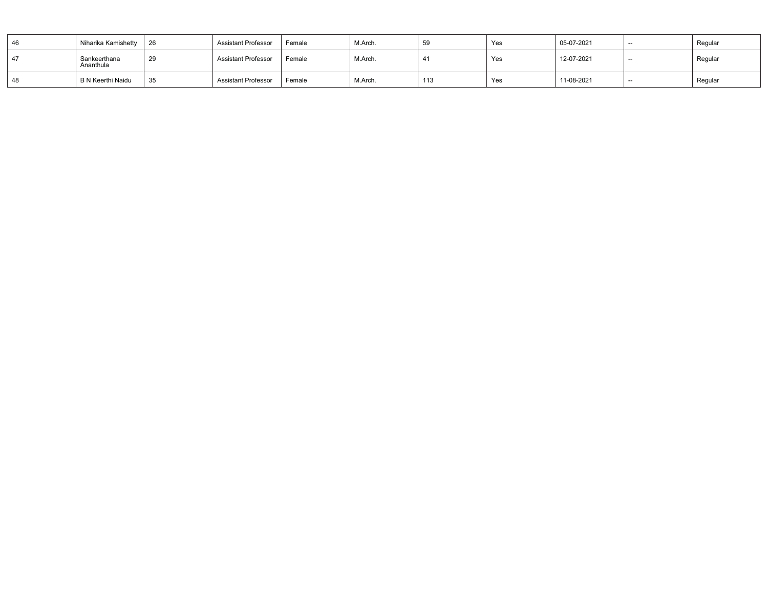| | | | | | | | | | | |
|---|---|---|---|---|---|---|---|---|---|---|
| 46 | Niharika Kamishetty | 26 | Assistant Professor | Female | M.Arch. | 59 | Yes | 05-07-2021 | -- | Regular |
| 47 | Sankeerthana Ananthula | 29 | Assistant Professor | Female | M.Arch. | 41 | Yes | 12-07-2021 | -- | Regular |
| 48 | B N Keerthi Naidu | 35 | Assistant Professor | Female | M.Arch. | 113 | Yes | 11-08-2021 | -- | Regular |